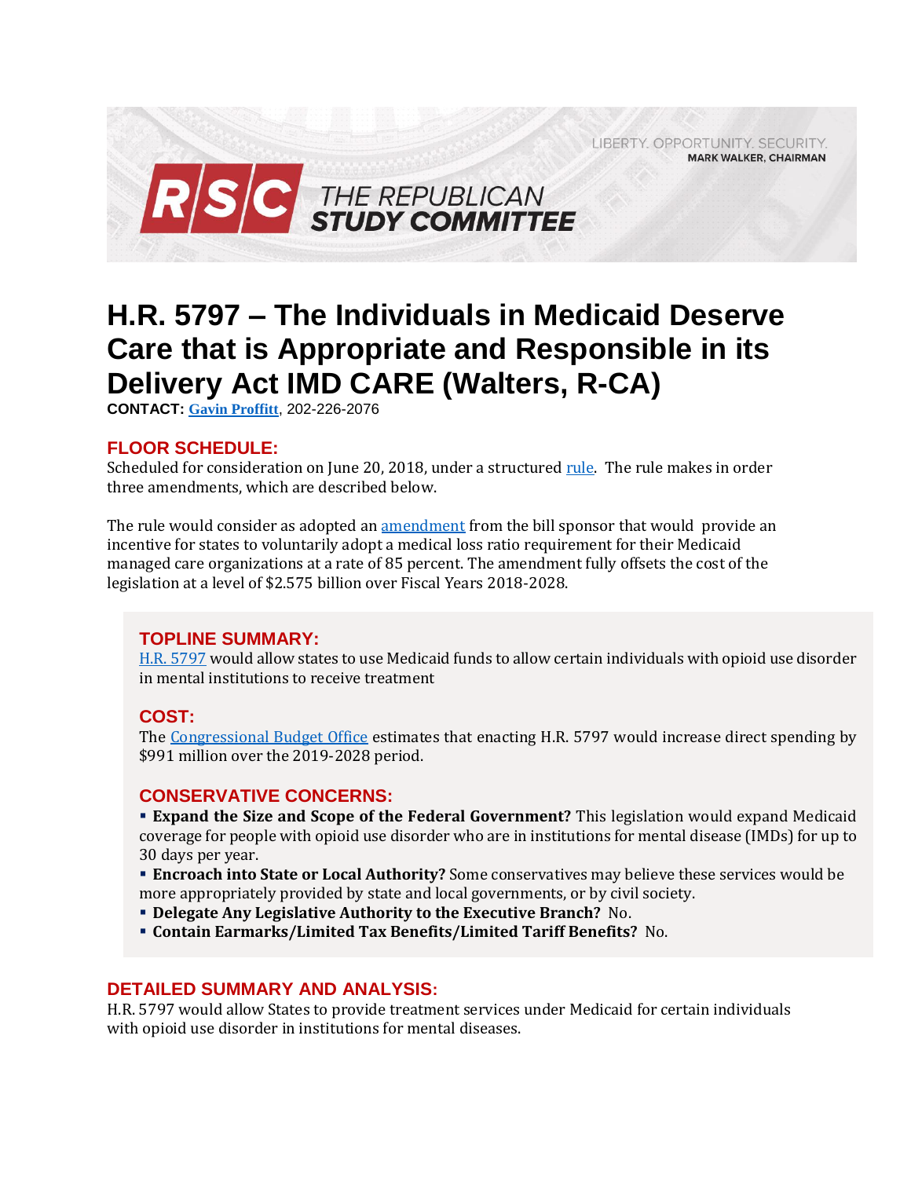LIBERTY. OPPORTUNITY. SECURITY.
**MARK WALKER, CHAIRMAN**

**RSC** THE REPUBLICAN STUDY COMMITTEE

# H.R. 5797 – The Individuals in Medicaid Deserve Care that is Appropriate and Responsible in its Delivery Act IMD CARE (Walters, R-CA)

**CONTACT:** **Gavin Proffitt**, 202-226-2076

## FLOOR SCHEDULE:

Scheduled for consideration on June 20, 2018, under a structured rule. The rule makes in order three amendments, which are described below.

The rule would consider as adopted an amendment from the bill sponsor that would provide an incentive for states to voluntarily adopt a medical loss ratio requirement for their Medicaid managed care organizations at a rate of 85 percent. The amendment fully offsets the cost of the legislation at a level of $2.575 billion over Fiscal Years 2018-2028.

## TOPLINE SUMMARY:

H.R. 5797 would allow states to use Medicaid funds to allow certain individuals with opioid use disorder in mental institutions to receive treatment

## COST:

The Congressional Budget Office estimates that enacting H.R. 5797 would increase direct spending by $991 million over the 2019-2028 period.

## CONSERVATIVE CONCERNS:

- **Expand the Size and Scope of the Federal Government?** This legislation would expand Medicaid coverage for people with opioid use disorder who are in institutions for mental disease (IMDs) for up to 30 days per year.
- **Encroach into State or Local Authority?** Some conservatives may believe these services would be more appropriately provided by state and local governments, or by civil society.
- **Delegate Any Legislative Authority to the Executive Branch?** No.
- **Contain Earmarks/Limited Tax Benefits/Limited Tariff Benefits?** No.

## DETAILED SUMMARY AND ANALYSIS:

H.R. 5797 would allow States to provide treatment services under Medicaid for certain individuals with opioid use disorder in institutions for mental diseases.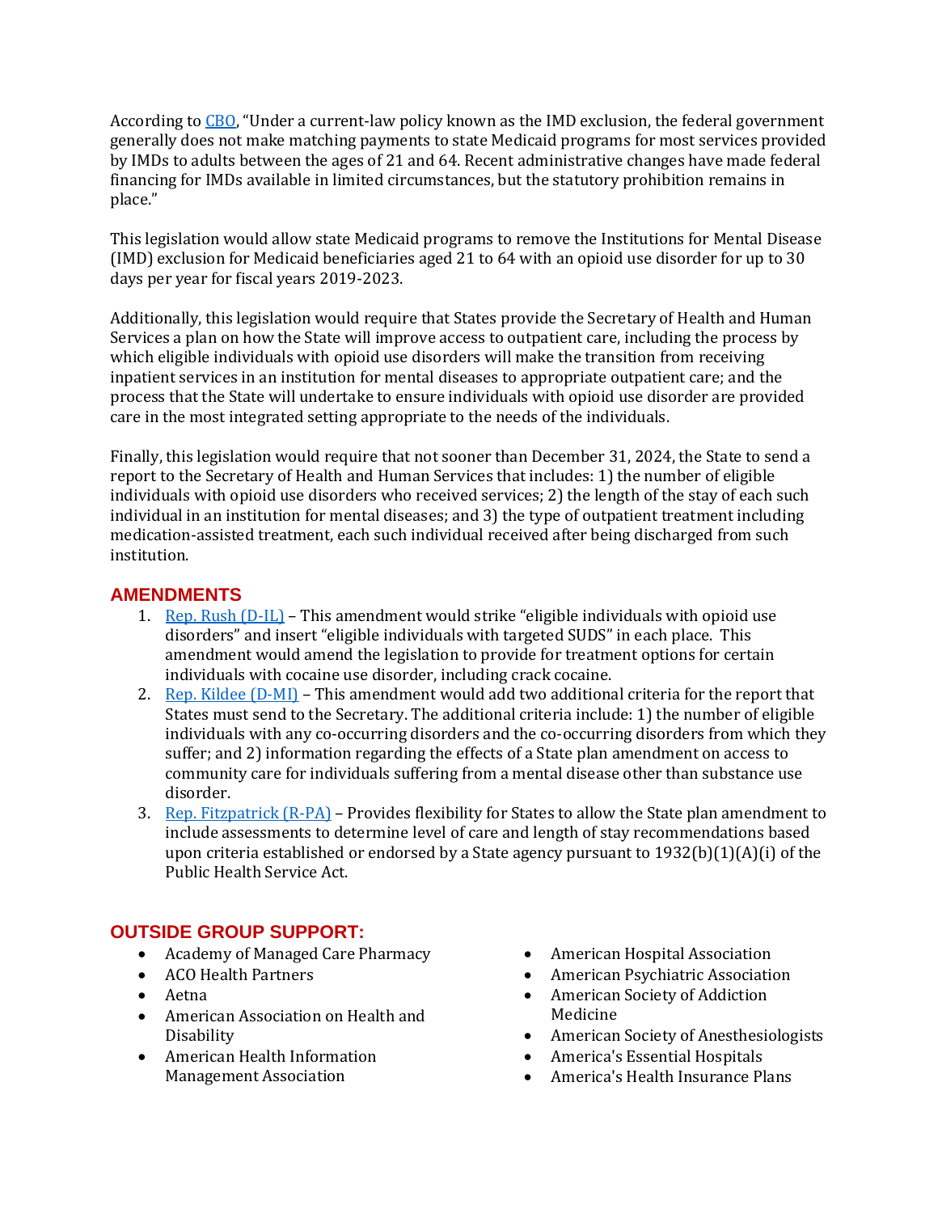According to [CBO](), "Under a current-law policy known as the IMD exclusion, the federal government generally does not make matching payments to state Medicaid programs for most services provided by IMDs to adults between the ages of 21 and 64. Recent administrative changes have made federal financing for IMDs available in limited circumstances, but the statutory prohibition remains in place."

This legislation would allow state Medicaid programs to remove the Institutions for Mental Disease (IMD) exclusion for Medicaid beneficiaries aged 21 to 64 with an opioid use disorder for up to 30 days per year for fiscal years 2019-2023.

Additionally, this legislation would require that States provide the Secretary of Health and Human Services a plan on how the State will improve access to outpatient care, including the process by which eligible individuals with opioid use disorders will make the transition from receiving inpatient services in an institution for mental diseases to appropriate outpatient care; and the process that the State will undertake to ensure individuals with opioid use disorder are provided care in the most integrated setting appropriate to the needs of the individuals.

Finally, this legislation would require that not sooner than December 31, 2024, the State to send a report to the Secretary of Health and Human Services that includes: 1) the number of eligible individuals with opioid use disorders who received services; 2) the length of the stay of each such individual in an institution for mental diseases; and 3) the type of outpatient treatment including medication-assisted treatment, each such individual received after being discharged from such institution.

## AMENDMENTS

1. Rep. Rush (D-IL) – This amendment would strike "eligible individuals with opioid use disorders" and insert "eligible individuals with targeted SUDS" in each place. This amendment would amend the legislation to provide for treatment options for certain individuals with cocaine use disorder, including crack cocaine.
2. Rep. Kildee (D-MI) – This amendment would add two additional criteria for the report that States must send to the Secretary. The additional criteria include: 1) the number of eligible individuals with any co-occurring disorders and the co-occurring disorders from which they suffer; and 2) information regarding the effects of a State plan amendment on access to community care for individuals suffering from a mental disease other than substance use disorder.
3. Rep. Fitzpatrick (R-PA) – Provides flexibility for States to allow the State plan amendment to include assessments to determine level of care and length of stay recommendations based upon criteria established or endorsed by a State agency pursuant to 1932(b)(1)(A)(i) of the Public Health Service Act.

## OUTSIDE GROUP SUPPORT:

- Academy of Managed Care Pharmacy
- ACO Health Partners
- Aetna
- American Association on Health and Disability
- American Health Information Management Association
- American Hospital Association
- American Psychiatric Association
- American Society of Addiction Medicine
- American Society of Anesthesiologists
- America's Essential Hospitals
- America's Health Insurance Plans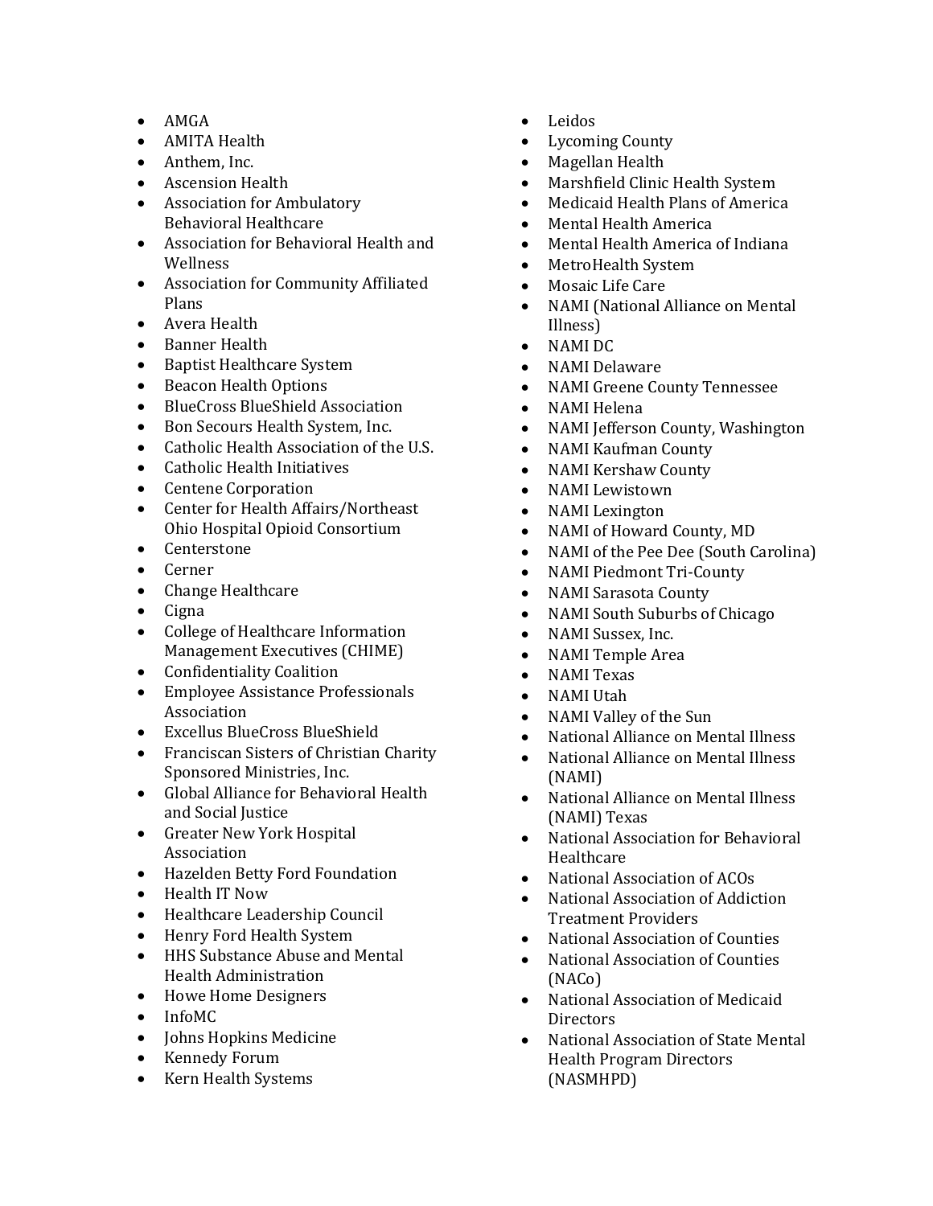- AMGA
- AMITA Health
- Anthem, Inc.
- Ascension Health
- Association for Ambulatory Behavioral Healthcare
- Association for Behavioral Health and Wellness
- Association for Community Affiliated Plans
- Avera Health
- Banner Health
- Baptist Healthcare System
- Beacon Health Options
- BlueCross BlueShield Association
- Bon Secours Health System, Inc.
- Catholic Health Association of the U.S.
- Catholic Health Initiatives
- Centene Corporation
- Center for Health Affairs/Northeast Ohio Hospital Opioid Consortium
- Centerstone
- Cerner
- Change Healthcare
- Cigna
- College of Healthcare Information Management Executives (CHIME)
- Confidentiality Coalition
- Employee Assistance Professionals Association
- Excellus BlueCross BlueShield
- Franciscan Sisters of Christian Charity Sponsored Ministries, Inc.
- Global Alliance for Behavioral Health and Social Justice
- Greater New York Hospital Association
- Hazelden Betty Ford Foundation
- Health IT Now
- Healthcare Leadership Council
- Henry Ford Health System
- HHS Substance Abuse and Mental Health Administration
- Howe Home Designers
- InfoMC
- Johns Hopkins Medicine
- Kennedy Forum
- Kern Health Systems
- Leidos
- Lycoming County
- Magellan Health
- Marshfield Clinic Health System
- Medicaid Health Plans of America
- Mental Health America
- Mental Health America of Indiana
- MetroHealth System
- Mosaic Life Care
- NAMI (National Alliance on Mental Illness)
- NAMI DC
- NAMI Delaware
- NAMI Greene County Tennessee
- NAMI Helena
- NAMI Jefferson County, Washington
- NAMI Kaufman County
- NAMI Kershaw County
- NAMI Lewistown
- NAMI Lexington
- NAMI of Howard County, MD
- NAMI of the Pee Dee (South Carolina)
- NAMI Piedmont Tri-County
- NAMI Sarasota County
- NAMI South Suburbs of Chicago
- NAMI Sussex, Inc.
- NAMI Temple Area
- NAMI Texas
- NAMI Utah
- NAMI Valley of the Sun
- National Alliance on Mental Illness
- National Alliance on Mental Illness (NAMI)
- National Alliance on Mental Illness (NAMI) Texas
- National Association for Behavioral Healthcare
- National Association of ACOs
- National Association of Addiction Treatment Providers
- National Association of Counties
- National Association of Counties (NACo)
- National Association of Medicaid Directors
- National Association of State Mental Health Program Directors (NASMHPD)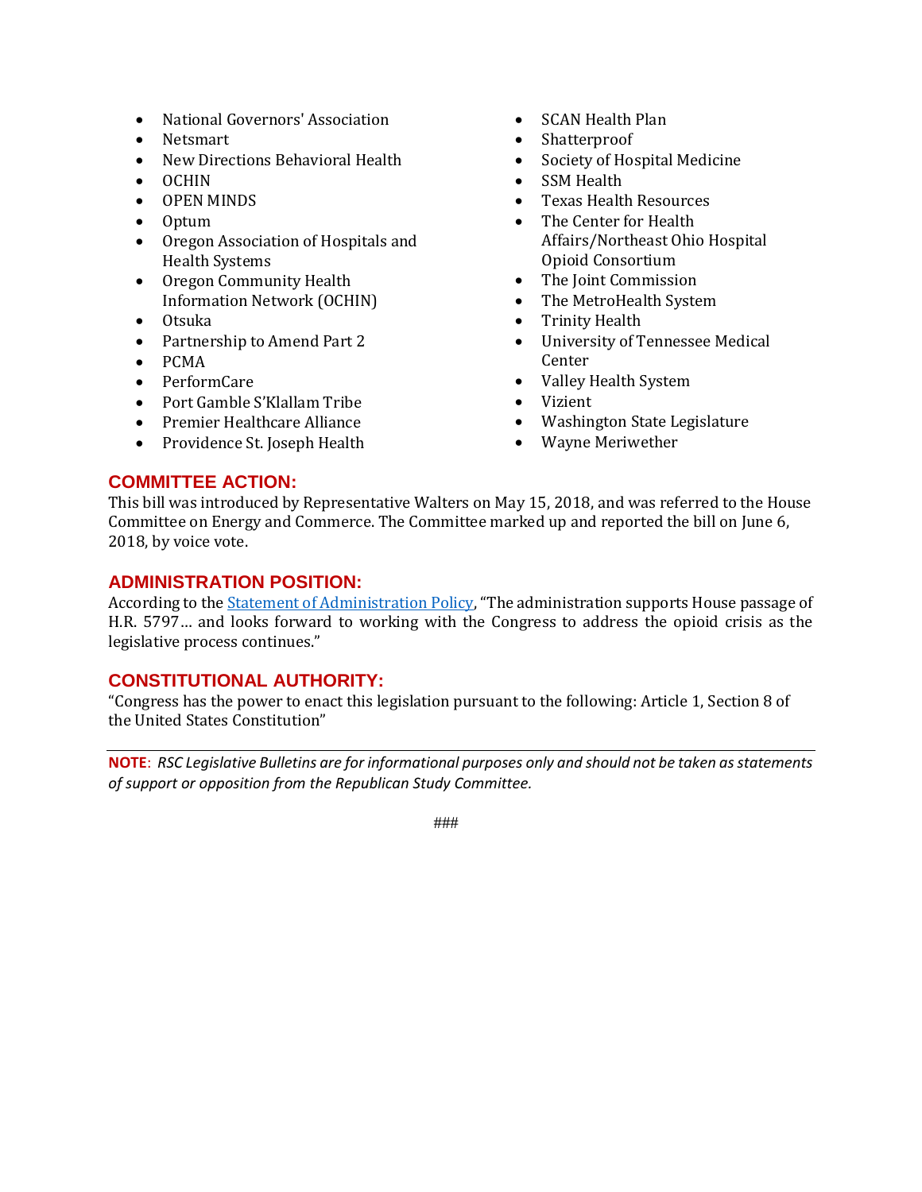- National Governors' Association
- Netsmart
- New Directions Behavioral Health
- OCHIN
- OPEN MINDS
- Optum
- Oregon Association of Hospitals and Health Systems
- Oregon Community Health Information Network (OCHIN)
- Otsuka
- Partnership to Amend Part 2
- PCMA
- PerformCare
- Port Gamble S'Klallam Tribe
- Premier Healthcare Alliance
- Providence St. Joseph Health
- SCAN Health Plan
- Shatterproof
- Society of Hospital Medicine
- SSM Health
- Texas Health Resources
- The Center for Health Affairs/Northeast Ohio Hospital Opioid Consortium
- The Joint Commission
- The MetroHealth System
- Trinity Health
- University of Tennessee Medical Center
- Valley Health System
- Vizient
- Washington State Legislature
- Wayne Meriwether

## COMMITTEE ACTION:

This bill was introduced by Representative Walters on May 15, 2018, and was referred to the House Committee on Energy and Commerce. The Committee marked up and reported the bill on June 6, 2018, by voice vote.

## ADMINISTRATION POSITION:

According to the Statement of Administration Policy, "The administration supports House passage of H.R. 5797… and looks forward to working with the Congress to address the opioid crisis as the legislative process continues."

## CONSTITUTIONAL AUTHORITY:

"Congress has the power to enact this legislation pursuant to the following: Article 1, Section 8 of the United States Constitution"

---

**NOTE**: *RSC Legislative Bulletins are for informational purposes only and should not be taken as statements of support or opposition from the Republican Study Committee.*

###